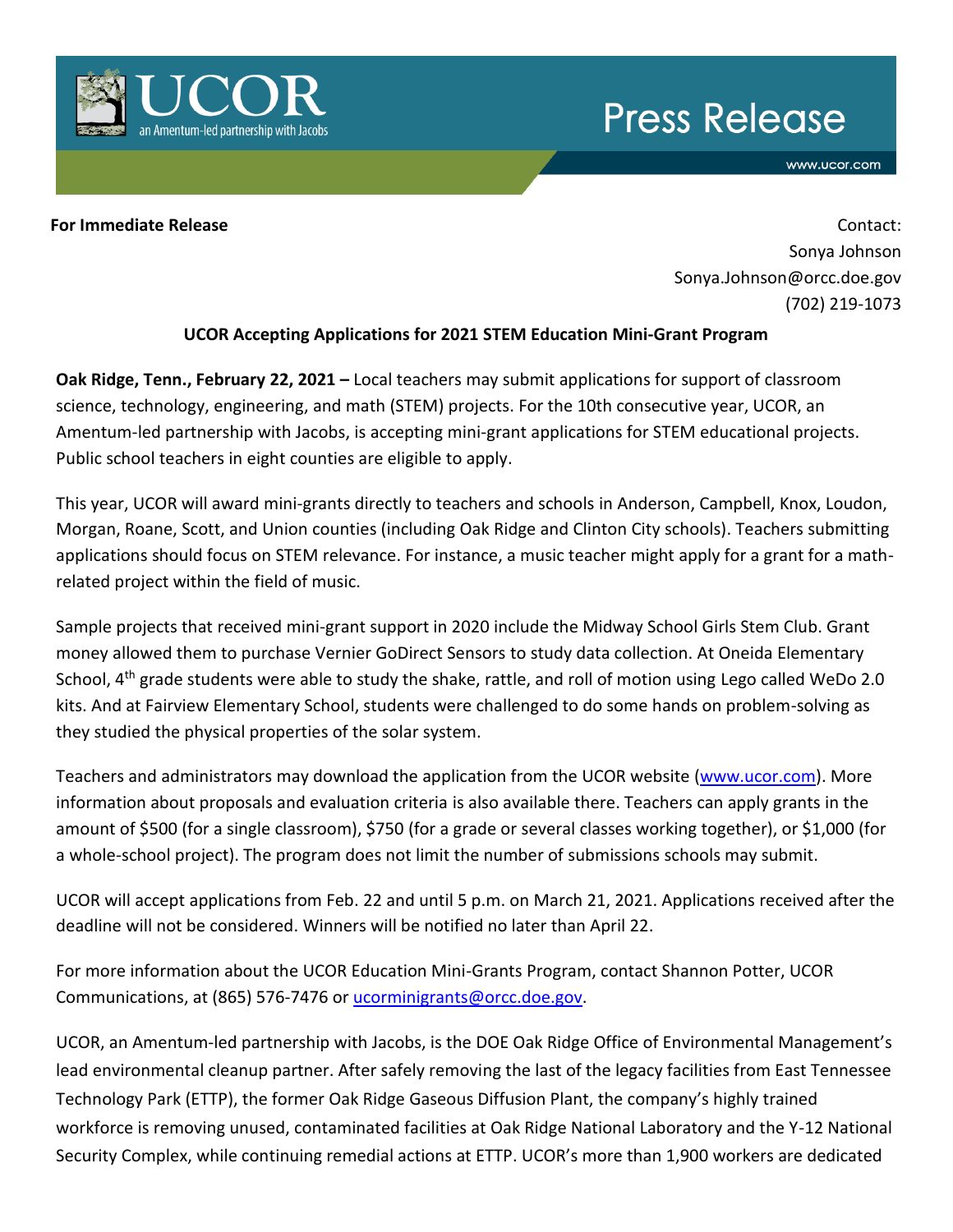UCOR
an Amentum-led partnership with Jacobs

# Press Release

www.ucor.com

**For Immediate Release**

Contact:
Sonya Johnson
Sonya.Johnson@orcc.doe.gov
(702) 219-1073

**UCOR Accepting Applications for 2021 STEM Education Mini-Grant Program**

**Oak Ridge, Tenn., February 22, 2021 –** Local teachers may submit applications for support of classroom science, technology, engineering, and math (STEM) projects. For the 10th consecutive year, UCOR, an Amentum-led partnership with Jacobs, is accepting mini-grant applications for STEM educational projects. Public school teachers in eight counties are eligible to apply.

This year, UCOR will award mini-grants directly to teachers and schools in Anderson, Campbell, Knox, Loudon, Morgan, Roane, Scott, and Union counties (including Oak Ridge and Clinton City schools). Teachers submitting applications should focus on STEM relevance. For instance, a music teacher might apply for a grant for a math-related project within the field of music.

Sample projects that received mini-grant support in 2020 include the Midway School Girls Stem Club. Grant money allowed them to purchase Vernier GoDirect Sensors to study data collection. At Oneida Elementary School, 4th grade students were able to study the shake, rattle, and roll of motion using Lego called WeDo 2.0 kits. And at Fairview Elementary School, students were challenged to do some hands on problem-solving as they studied the physical properties of the solar system.

Teachers and administrators may download the application from the UCOR website ([www.ucor.com](www.ucor.com)). More information about proposals and evaluation criteria is also available there. Teachers can apply grants in the amount of $500 (for a single classroom), $750 (for a grade or several classes working together), or $1,000 (for a whole-school project). The program does not limit the number of submissions schools may submit.

UCOR will accept applications from Feb. 22 and until 5 p.m. on March 21, 2021. Applications received after the deadline will not be considered. Winners will be notified no later than April 22.

For more information about the UCOR Education Mini-Grants Program, contact Shannon Potter, UCOR Communications, at (865) 576-7476 or [ucorminigrants@orcc.doe.gov](mailto:ucorminigrants@orcc.doe.gov).

UCOR, an Amentum-led partnership with Jacobs, is the DOE Oak Ridge Office of Environmental Management's lead environmental cleanup partner. After safely removing the last of the legacy facilities from East Tennessee Technology Park (ETTP), the former Oak Ridge Gaseous Diffusion Plant, the company's highly trained workforce is removing unused, contaminated facilities at Oak Ridge National Laboratory and the Y-12 National Security Complex, while continuing remedial actions at ETTP. UCOR's more than 1,900 workers are dedicated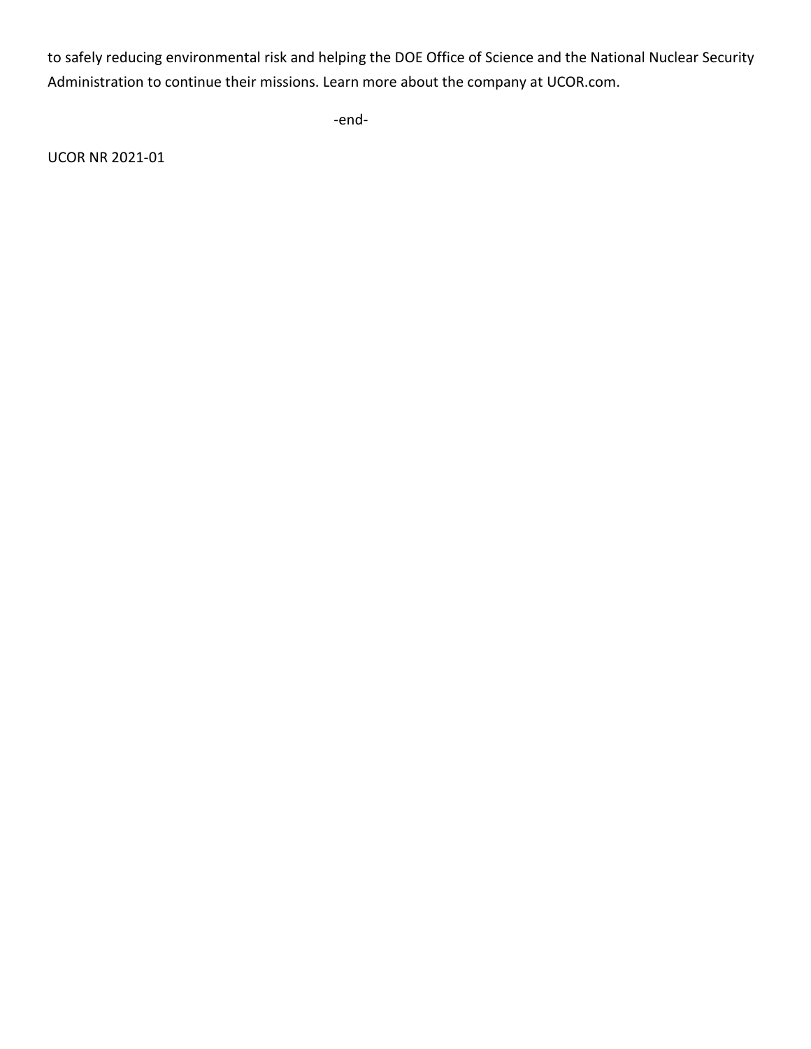to safely reducing environmental risk and helping the DOE Office of Science and the National Nuclear Security Administration to continue their missions. Learn more about the company at UCOR.com.

-end-

UCOR NR 2021-01